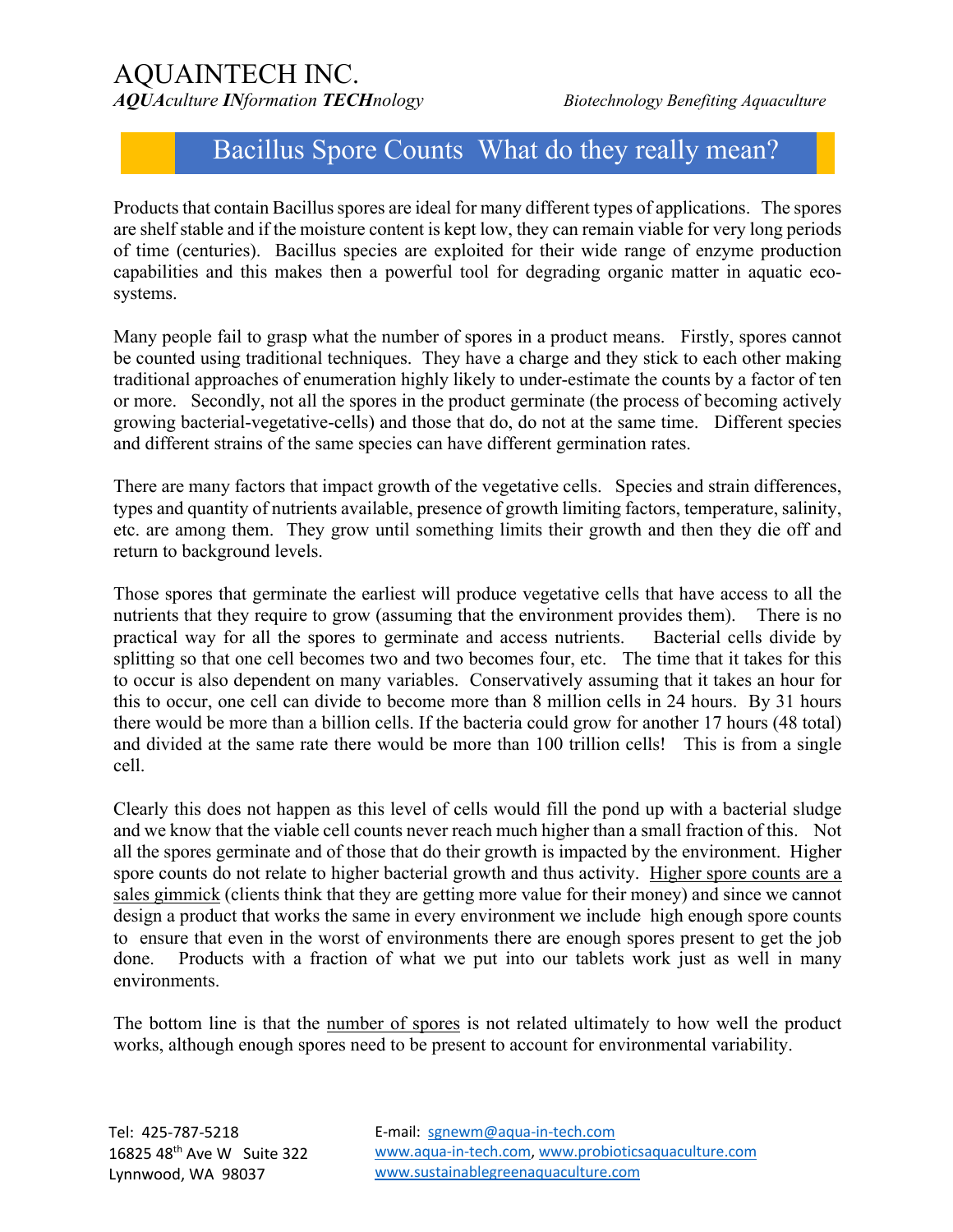# AQUAINTECH INC.

***AQUA**culture **IN**formation **TECH**nology* *Biotechnology Benefiting Aquaculture*

## Bacillus Spore Counts What do they really mean?

Products that contain Bacillus spores are ideal for many different types of applications. The spores are shelf stable and if the moisture content is kept low, they can remain viable for very long periods of time (centuries). Bacillus species are exploited for their wide range of enzyme production capabilities and this makes then a powerful tool for degrading organic matter in aquatic eco-systems.

Many people fail to grasp what the number of spores in a product means. Firstly, spores cannot be counted using traditional techniques. They have a charge and they stick to each other making traditional approaches of enumeration highly likely to under-estimate the counts by a factor of ten or more. Secondly, not all the spores in the product germinate (the process of becoming actively growing bacterial-vegetative-cells) and those that do, do not at the same time. Different species and different strains of the same species can have different germination rates.

There are many factors that impact growth of the vegetative cells. Species and strain differences, types and quantity of nutrients available, presence of growth limiting factors, temperature, salinity, etc. are among them. They grow until something limits their growth and then they die off and return to background levels.

Those spores that germinate the earliest will produce vegetative cells that have access to all the nutrients that they require to grow (assuming that the environment provides them). There is no practical way for all the spores to germinate and access nutrients. Bacterial cells divide by splitting so that one cell becomes two and two becomes four, etc. The time that it takes for this to occur is also dependent on many variables. Conservatively assuming that it takes an hour for this to occur, one cell can divide to become more than 8 million cells in 24 hours. By 31 hours there would be more than a billion cells. If the bacteria could grow for another 17 hours (48 total) and divided at the same rate there would be more than 100 trillion cells! This is from a single cell.

Clearly this does not happen as this level of cells would fill the pond up with a bacterial sludge and we know that the viable cell counts never reach much higher than a small fraction of this. Not all the spores germinate and of those that do their growth is impacted by the environment. Higher spore counts do not relate to higher bacterial growth and thus activity. <u>Higher spore counts are a sales gimmick</u> (clients think that they are getting more value for their money) and since we cannot design a product that works the same in every environment we include high enough spore counts to ensure that even in the worst of environments there are enough spores present to get the job done. Products with a fraction of what we put into our tablets work just as well in many environments.

The bottom line is that the <u>number of spores</u> is not related ultimately to how well the product works, although enough spores need to be present to account for environmental variability.

Tel: 425-787-5218
16825 48th Ave W Suite 322
Lynnwood, WA 98037

E-mail: sgnewm@aqua-in-tech.com
www.aqua-in-tech.com, www.probioticsaquaculture.com
www.sustainablegreenaquaculture.com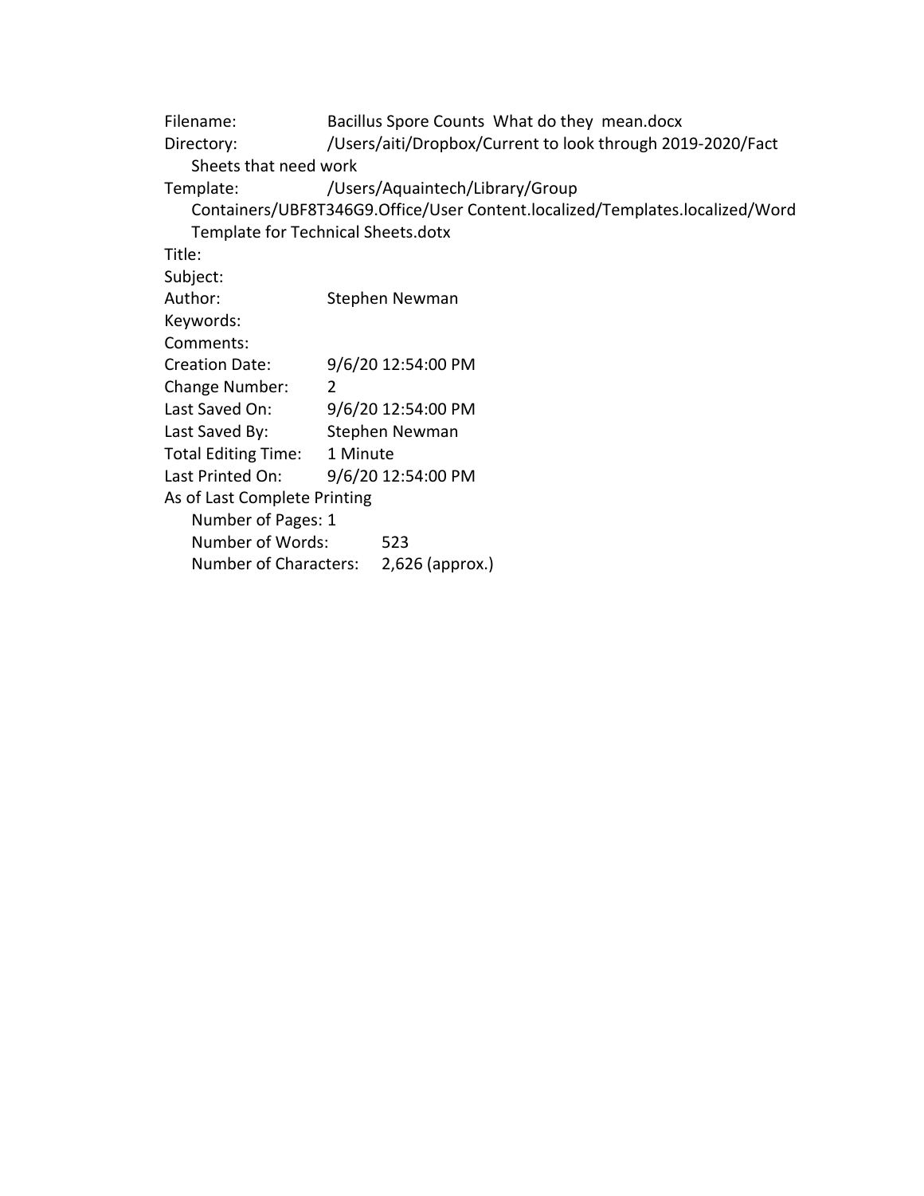Filename: Bacillus Spore Counts What do they mean.docx
Directory: /Users/aiti/Dropbox/Current to look through 2019-2020/Fact Sheets that need work
Template: /Users/Aquaintech/Library/Group Containers/UBF8T346G9.Office/User Content.localized/Templates.localized/Word Template for Technical Sheets.dotx
Title:
Subject:
Author: Stephen Newman
Keywords:
Comments:
Creation Date: 9/6/20 12:54:00 PM
Change Number: 2
Last Saved On: 9/6/20 12:54:00 PM
Last Saved By: Stephen Newman
Total Editing Time: 1 Minute
Last Printed On: 9/6/20 12:54:00 PM
As of Last Complete Printing
Number of Pages: 1
Number of Words: 523
Number of Characters: 2,626 (approx.)